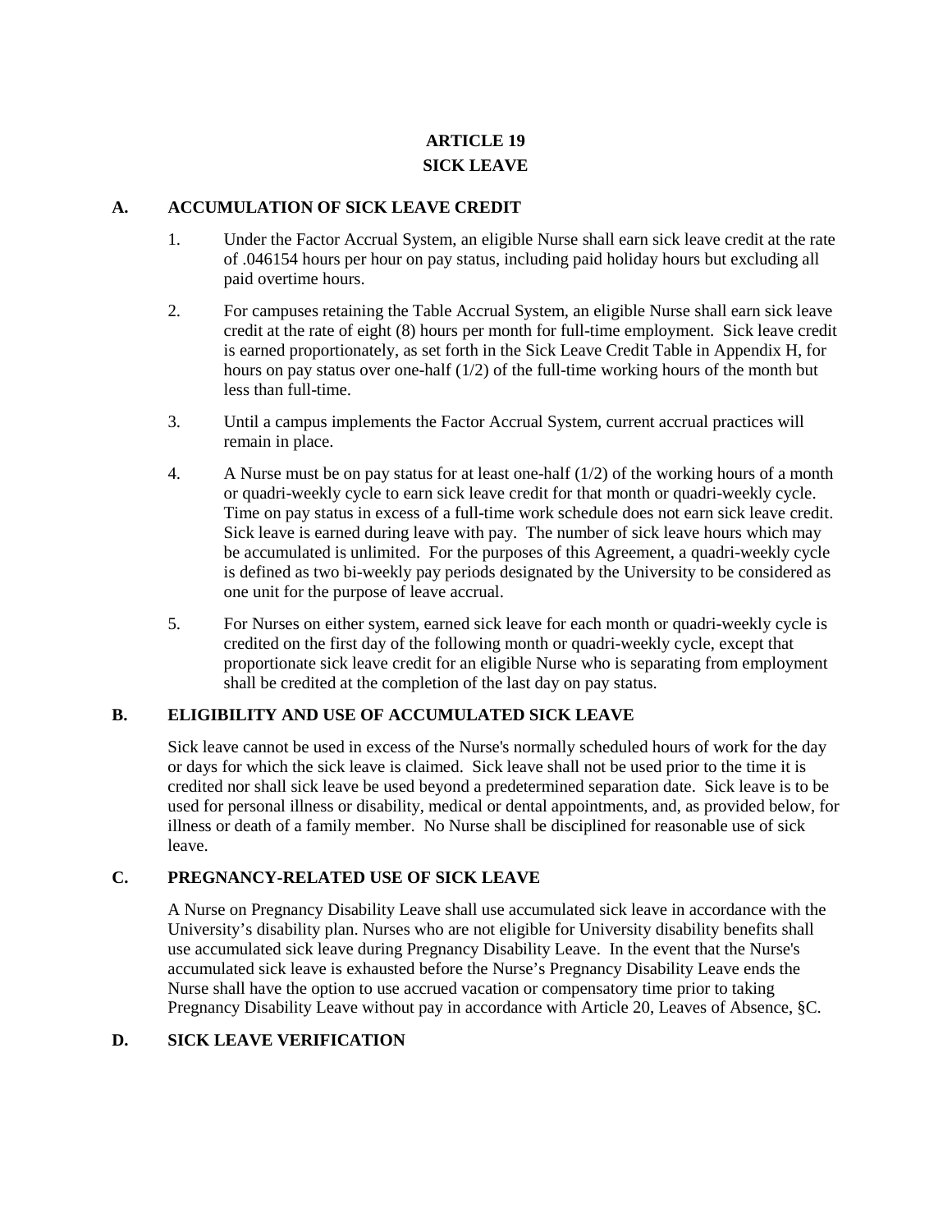# ARTICLE 19
# SICK LEAVE

## A. ACCUMULATION OF SICK LEAVE CREDIT

1. Under the Factor Accrual System, an eligible Nurse shall earn sick leave credit at the rate of .046154 hours per hour on pay status, including paid holiday hours but excluding all paid overtime hours.

2. For campuses retaining the Table Accrual System, an eligible Nurse shall earn sick leave credit at the rate of eight (8) hours per month for full-time employment. Sick leave credit is earned proportionately, as set forth in the Sick Leave Credit Table in Appendix H, for hours on pay status over one-half (1/2) of the full-time working hours of the month but less than full-time.

3. Until a campus implements the Factor Accrual System, current accrual practices will remain in place.

4. A Nurse must be on pay status for at least one-half (1/2) of the working hours of a month or quadri-weekly cycle to earn sick leave credit for that month or quadri-weekly cycle. Time on pay status in excess of a full-time work schedule does not earn sick leave credit. Sick leave is earned during leave with pay. The number of sick leave hours which may be accumulated is unlimited. For the purposes of this Agreement, a quadri-weekly cycle is defined as two bi-weekly pay periods designated by the University to be considered as one unit for the purpose of leave accrual.

5. For Nurses on either system, earned sick leave for each month or quadri-weekly cycle is credited on the first day of the following month or quadri-weekly cycle, except that proportionate sick leave credit for an eligible Nurse who is separating from employment shall be credited at the completion of the last day on pay status.

## B. ELIGIBILITY AND USE OF ACCUMULATED SICK LEAVE

Sick leave cannot be used in excess of the Nurse's normally scheduled hours of work for the day or days for which the sick leave is claimed. Sick leave shall not be used prior to the time it is credited nor shall sick leave be used beyond a predetermined separation date. Sick leave is to be used for personal illness or disability, medical or dental appointments, and, as provided below, for illness or death of a family member. No Nurse shall be disciplined for reasonable use of sick leave.

## C. PREGNANCY-RELATED USE OF SICK LEAVE

A Nurse on Pregnancy Disability Leave shall use accumulated sick leave in accordance with the University's disability plan. Nurses who are not eligible for University disability benefits shall use accumulated sick leave during Pregnancy Disability Leave. In the event that the Nurse's accumulated sick leave is exhausted before the Nurse's Pregnancy Disability Leave ends the Nurse shall have the option to use accrued vacation or compensatory time prior to taking Pregnancy Disability Leave without pay in accordance with Article 20, Leaves of Absence, §C.

## D. SICK LEAVE VERIFICATION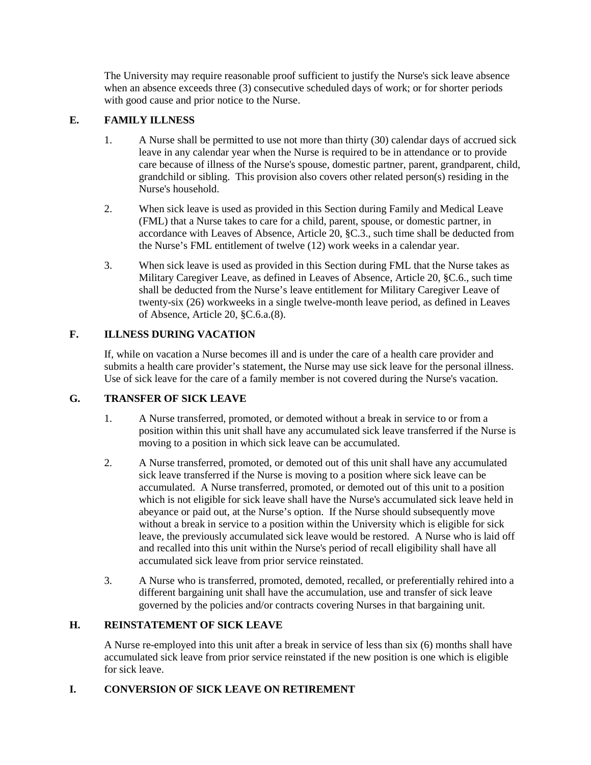The University may require reasonable proof sufficient to justify the Nurse's sick leave absence when an absence exceeds three (3) consecutive scheduled days of work; or for shorter periods with good cause and prior notice to the Nurse.

## E. FAMILY ILLNESS

1. A Nurse shall be permitted to use not more than thirty (30) calendar days of accrued sick leave in any calendar year when the Nurse is required to be in attendance or to provide care because of illness of the Nurse's spouse, domestic partner, parent, grandparent, child, grandchild or sibling. This provision also covers other related person(s) residing in the Nurse's household.

2. When sick leave is used as provided in this Section during Family and Medical Leave (FML) that a Nurse takes to care for a child, parent, spouse, or domestic partner, in accordance with Leaves of Absence, Article 20, §C.3., such time shall be deducted from the Nurse's FML entitlement of twelve (12) work weeks in a calendar year.

3. When sick leave is used as provided in this Section during FML that the Nurse takes as Military Caregiver Leave, as defined in Leaves of Absence, Article 20, §C.6., such time shall be deducted from the Nurse's leave entitlement for Military Caregiver Leave of twenty-six (26) workweeks in a single twelve-month leave period, as defined in Leaves of Absence, Article 20, §C.6.a.(8).

## F. ILLNESS DURING VACATION

If, while on vacation a Nurse becomes ill and is under the care of a health care provider and submits a health care provider's statement, the Nurse may use sick leave for the personal illness. Use of sick leave for the care of a family member is not covered during the Nurse's vacation.

## G. TRANSFER OF SICK LEAVE

1. A Nurse transferred, promoted, or demoted without a break in service to or from a position within this unit shall have any accumulated sick leave transferred if the Nurse is moving to a position in which sick leave can be accumulated.

2. A Nurse transferred, promoted, or demoted out of this unit shall have any accumulated sick leave transferred if the Nurse is moving to a position where sick leave can be accumulated. A Nurse transferred, promoted, or demoted out of this unit to a position which is not eligible for sick leave shall have the Nurse's accumulated sick leave held in abeyance or paid out, at the Nurse's option. If the Nurse should subsequently move without a break in service to a position within the University which is eligible for sick leave, the previously accumulated sick leave would be restored. A Nurse who is laid off and recalled into this unit within the Nurse's period of recall eligibility shall have all accumulated sick leave from prior service reinstated.

3. A Nurse who is transferred, promoted, demoted, recalled, or preferentially rehired into a different bargaining unit shall have the accumulation, use and transfer of sick leave governed by the policies and/or contracts covering Nurses in that bargaining unit.

## H. REINSTATEMENT OF SICK LEAVE

A Nurse re-employed into this unit after a break in service of less than six (6) months shall have accumulated sick leave from prior service reinstated if the new position is one which is eligible for sick leave.

## I. CONVERSION OF SICK LEAVE ON RETIREMENT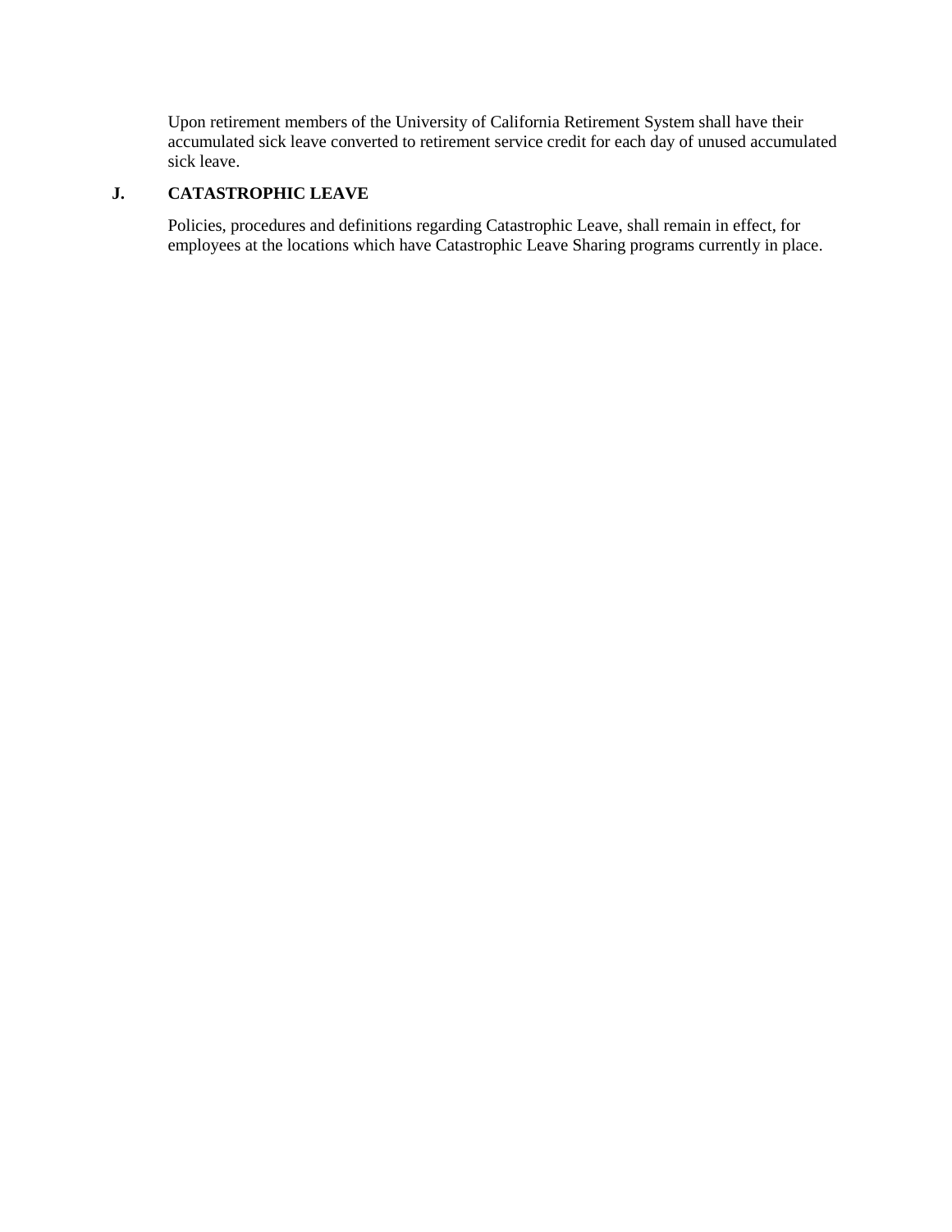Upon retirement members of the University of California Retirement System shall have their accumulated sick leave converted to retirement service credit for each day of unused accumulated sick leave.

## J. CATASTROPHIC LEAVE

Policies, procedures and definitions regarding Catastrophic Leave, shall remain in effect, for employees at the locations which have Catastrophic Leave Sharing programs currently in place.